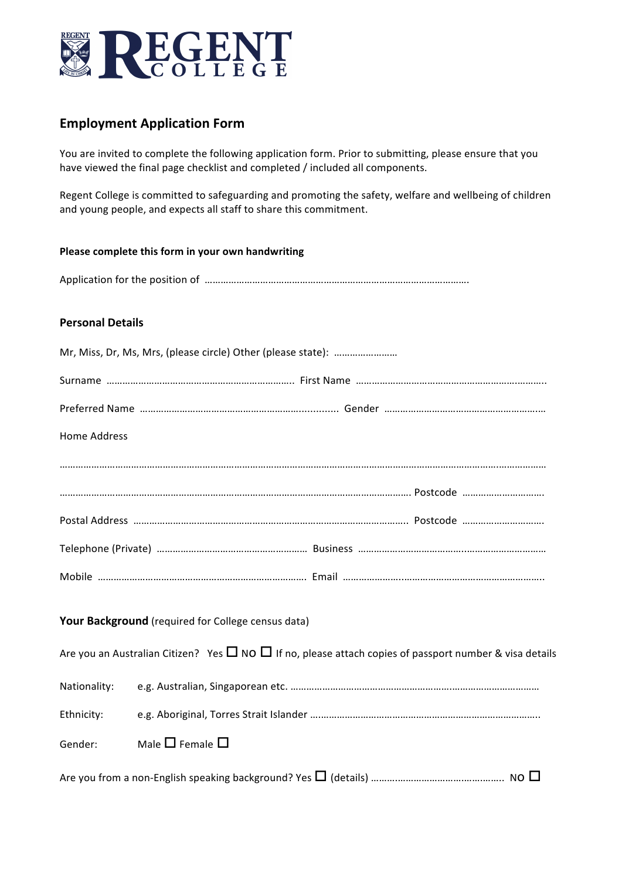REGENT COLLEGE

# Employment Application Form

You are invited to complete the following application form. Prior to submitting, please ensure that you have viewed the final page checklist and completed / included all components.

Regent College is committed to safeguarding and promoting the safety, welfare and wellbeing of children and young people, and expects all staff to share this commitment.

**Please complete this form in your own handwriting**

Application for the position of ……………………………………………………………………………………….

## Personal Details

Mr, Miss, Dr, Ms, Mrs, (please circle) Other (please state): ……………………

Surname …………………………………………………………….. First Name ……………………………………………………………..

Preferred Name ……………………………………………………............ Gender ……………………………………………………

Home Address

……………………………………………………………………………………………………………………………………………………………

…………………………………………………………………………………………………………………… Postcode ………………………….

Postal Address ……………………………………………………………………………………………. Postcode ………………………….

Telephone (Private) ………………………………………………… Business ………………………………..…………………………

Mobile ……………………………………………………………………. Email ……………………..…………………………………………..

## Your Background (required for College census data)

Are you an Australian Citizen? Yes ☐ NO ☐ If no, please attach copies of passport number & visa details

Nationality: e.g. Australian, Singaporean etc. ………………………………………………………………………………

Ethnicity: e.g. Aboriginal, Torres Strait Islander ……………………………………………………………………………..

Gender: Male ☐ Female ☐

Are you from a non-English speaking background? Yes ☐ (details) ………………………………………….. NO ☐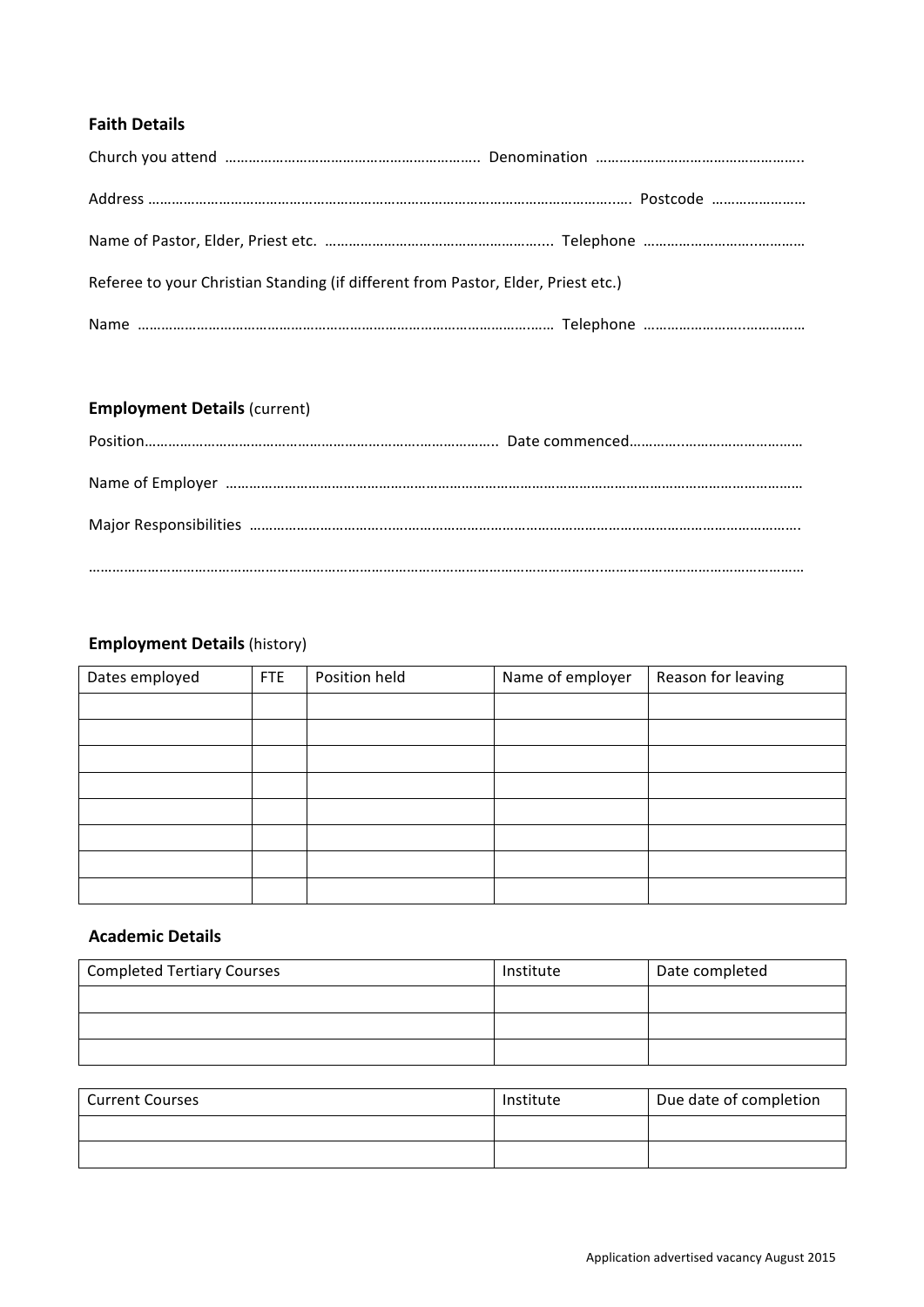**Faith Details**

Church you attend ……………………………………………………….. Denomination ……………………………………………..

Address ……………………………………………………………………………………………………….. Postcode ……………………

Name of Pastor, Elder, Priest etc. ………………………………………………... Telephone ……………………………………

Referee to your Christian Standing (if different from Pastor, Elder, Priest etc.)

Name ……………………………………………………………………………………… Telephone ……………………………………

**Employment Details** (current)

Position…………………………………………………………………………….. Date commenced……………………………………

Name of Employer ………………………………………………………………………………………………………………………

Major Responsibilities ………………………………………………………………………………………………………………….

…………………………………………………………………………………………………………………………………………………

**Employment Details** (history)

| Dates employed | FTE | Position held | Name of employer | Reason for leaving |
| --- | --- | --- | --- | --- |
| | | | | |
| | | | | |
| | | | | |
| | | | | |
| | | | | |
| | | | | |
| | | | | |
| | | | | |

**Academic Details**

| Completed Tertiary Courses | Institute | Date completed |
| --- | --- | --- |
| | | |
| | | |
| | | |

| Current Courses | Institute | Due date of completion |
| --- | --- | --- |
| | | |
| | | |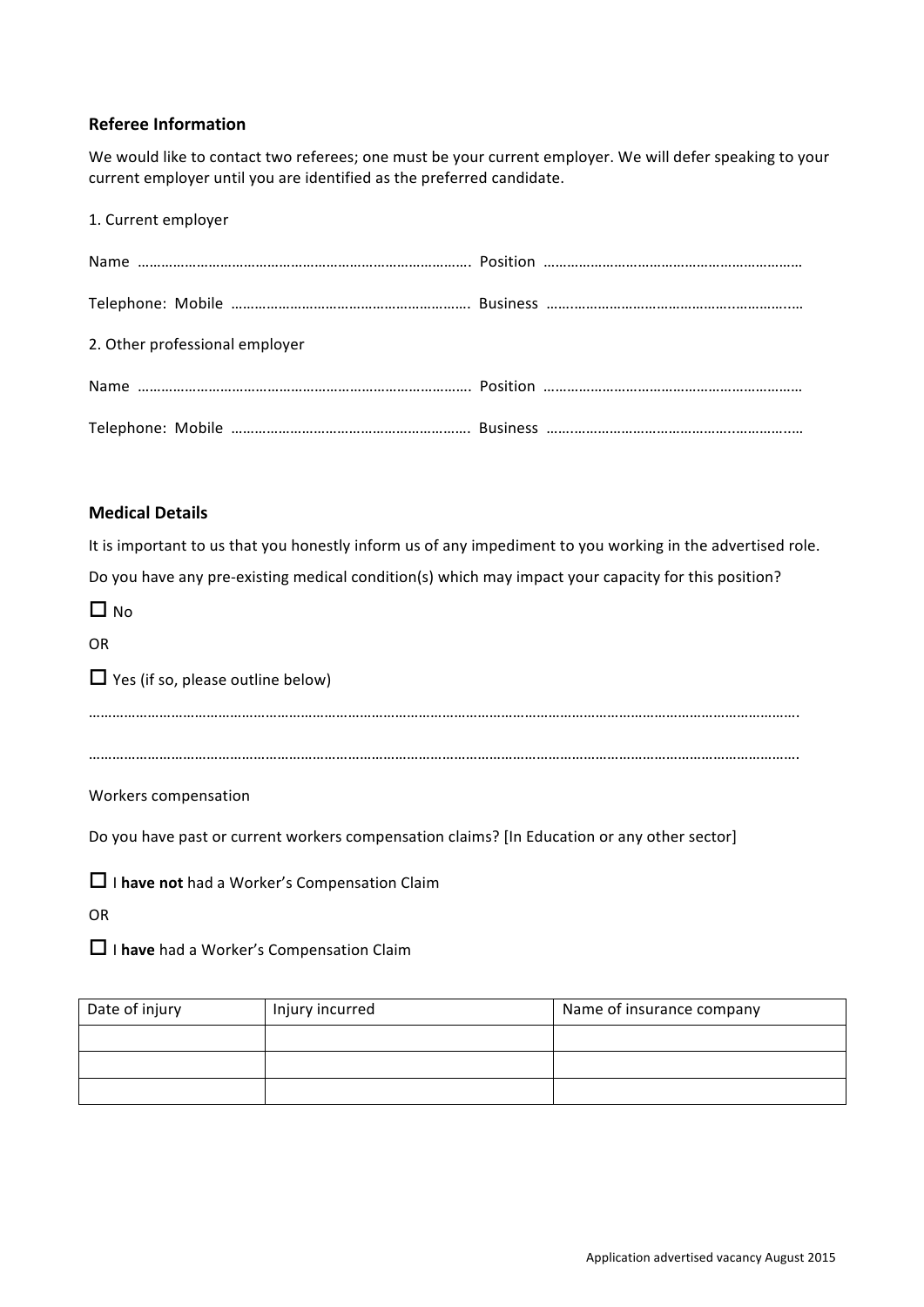## Referee Information

We would like to contact two referees; one must be your current employer. We will defer speaking to your current employer until you are identified as the preferred candidate.

1. Current employer

Name ………………………………………………………………………. Position …………………………………………………………

Telephone: Mobile ……………………………………………………. Business ……………………………………………………………

2. Other professional employer

Name ………………………………………………………………………. Position …………………………………………………………

Telephone: Mobile ……………………………………………………. Business ……………………………………………………………

## Medical Details

It is important to us that you honestly inform us of any impediment to you working in the advertised role.

Do you have any pre-existing medical condition(s) which may impact your capacity for this position?

☐ No

OR

☐ Yes (if so, please outline below)

…………………………………………………………………………………………………………………………………………………………….

…………………………………………………………………………………………………………………………………………………………….

Workers compensation

Do you have past or current workers compensation claims? [In Education or any other sector]

☐ I **have not** had a Worker's Compensation Claim

OR

☐ I **have** had a Worker's Compensation Claim

| Date of injury | Injury incurred | Name of insurance company |
|---|---|---|
| | | |
| | | |
| | | |

Application advertised vacancy August 2015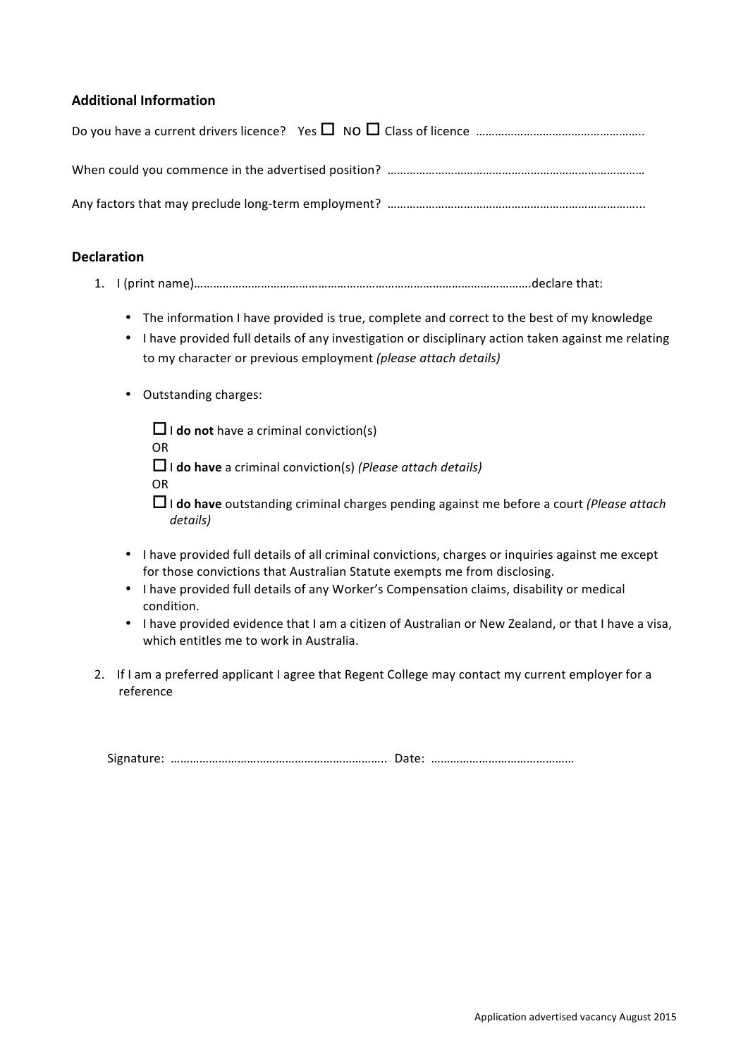## Additional Information

Do you have a current drivers licence? Yes ☐ NO ☐ Class of licence ……………………………………………..

When could you commence in the advertised position? ………………………………………………………………………

Any factors that may preclude long-term employment? ………………………………………………………………………...

## Declaration

1. I (print name)………………………………………………………………………………………………….declare that:

   - The information I have provided is true, complete and correct to the best of my knowledge
   - I have provided full details of any investigation or disciplinary action taken against me relating to my character or previous employment *(please attach details)*

   - Outstanding charges:

     ☐ I **do not** have a criminal conviction(s)
     OR
     ☐ I **do have** a criminal conviction(s) *(Please attach details)*
     OR
     ☐ I **do have** outstanding criminal charges pending against me before a court *(Please attach details)*

   - I have provided full details of all criminal convictions, charges or inquiries against me except for those convictions that Australian Statute exempts me from disclosing.
   - I have provided full details of any Worker's Compensation claims, disability or medical condition.
   - I have provided evidence that I am a citizen of Australian or New Zealand, or that I have a visa, which entitles me to work in Australia.

2. If I am a preferred applicant I agree that Regent College may contact my current employer for a reference

Signature: ………………………………………………………….. Date: ………………………………………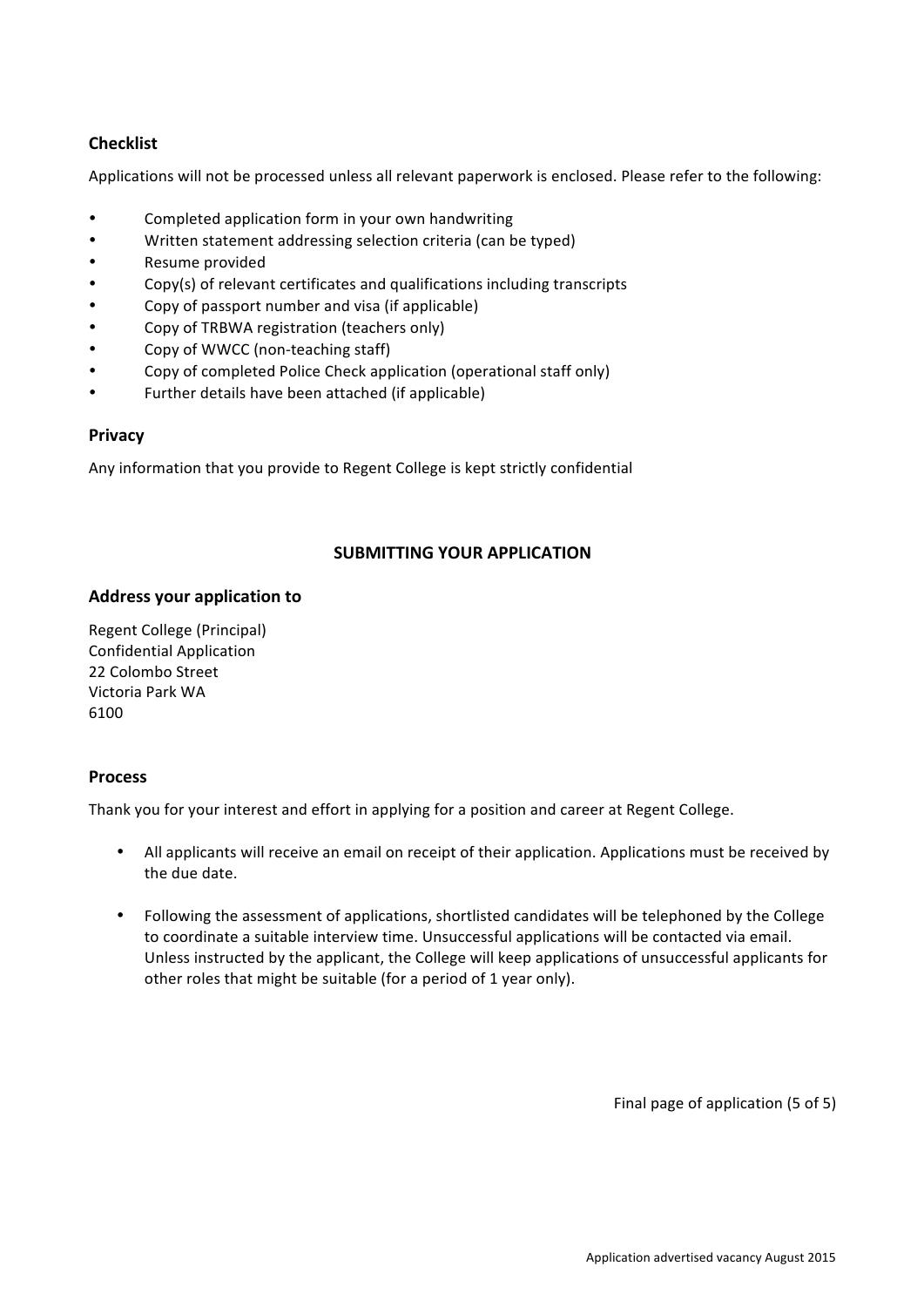### Checklist

Applications will not be processed unless all relevant paperwork is enclosed. Please refer to the following:

- Completed application form in your own handwriting
- Written statement addressing selection criteria (can be typed)
- Resume provided
- Copy(s) of relevant certificates and qualifications including transcripts
- Copy of passport number and visa (if applicable)
- Copy of TRBWA registration (teachers only)
- Copy of WWCC (non-teaching staff)
- Copy of completed Police Check application (operational staff only)
- Further details have been attached (if applicable)

### Privacy

Any information that you provide to Regent College is kept strictly confidential

## SUBMITTING YOUR APPLICATION

### Address your application to

Regent College (Principal)
Confidential Application
22 Colombo Street
Victoria Park WA
6100

### Process

Thank you for your interest and effort in applying for a position and career at Regent College.

- All applicants will receive an email on receipt of their application. Applications must be received by the due date.
- Following the assessment of applications, shortlisted candidates will be telephoned by the College to coordinate a suitable interview time. Unsuccessful applications will be contacted via email. Unless instructed by the applicant, the College will keep applications of unsuccessful applicants for other roles that might be suitable (for a period of 1 year only).

Final page of application (5 of 5)